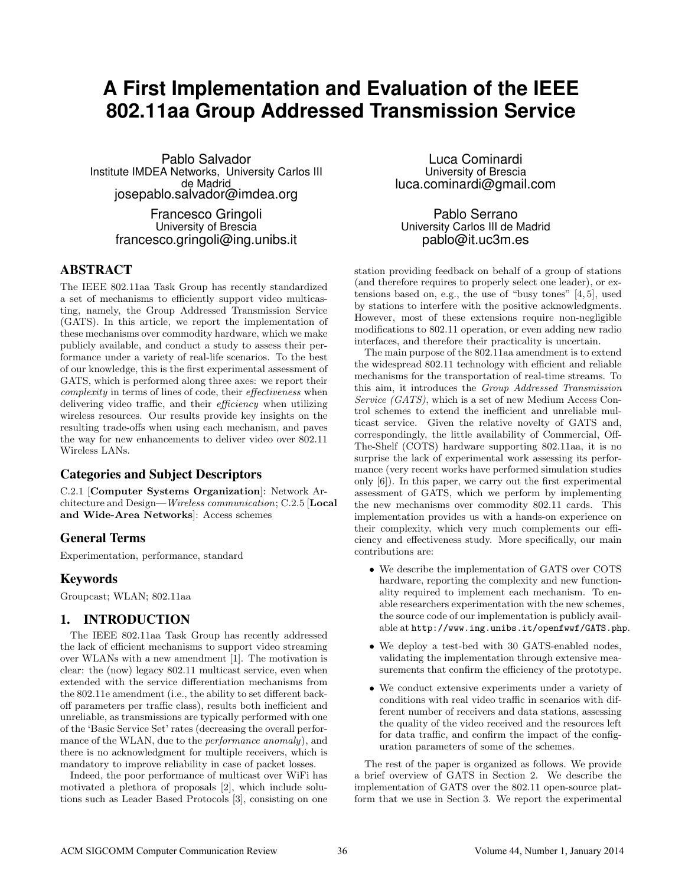# A First Implementation and Evaluation of the IEEE 802.11aa Group Addressed Transmission Service

Pablo Salvador
Institute IMDEA Networks, University Carlos III de Madrid
josepablo.salvador@imdea.org

Luca Cominardi
University of Brescia
luca.cominardi@gmail.com

Francesco Gringoli
University of Brescia
francesco.gringoli@ing.unibs.it

Pablo Serrano
University Carlos III de Madrid
pablo@it.uc3m.es

## ABSTRACT

The IEEE 802.11aa Task Group has recently standardized a set of mechanisms to efficiently support video multicasting, namely, the Group Addressed Transmission Service (GATS). In this article, we report the implementation of these mechanisms over commodity hardware, which we make publicly available, and conduct a study to assess their performance under a variety of real-life scenarios. To the best of our knowledge, this is the first experimental assessment of GATS, which is performed along three axes: we report their *complexity* in terms of lines of code, their *effectiveness* when delivering video traffic, and their *efficiency* when utilizing wireless resources. Our results provide key insights on the resulting trade-offs when using each mechanism, and paves the way for new enhancements to deliver video over 802.11 Wireless LANs.

### Categories and Subject Descriptors

C.2.1 [**Computer Systems Organization**]: Network Architecture and Design—*Wireless communication*; C.2.5 [**Local and Wide-Area Networks**]: Access schemes

### General Terms

Experimentation, performance, standard

### Keywords

Groupcast; WLAN; 802.11aa

## 1. INTRODUCTION

The IEEE 802.11aa Task Group has recently addressed the lack of efficient mechanisms to support video streaming over WLANs with a new amendment [1]. The motivation is clear: the (now) legacy 802.11 multicast service, even when extended with the service differentiation mechanisms from the 802.11e amendment (i.e., the ability to set different backoff parameters per traffic class), results both inefficient and unreliable, as transmissions are typically performed with one of the 'Basic Service Set' rates (decreasing the overall performance of the WLAN, due to the *performance anomaly*), and there is no acknowledgment for multiple receivers, which is mandatory to improve reliability in case of packet losses.

Indeed, the poor performance of multicast over WiFi has motivated a plethora of proposals [2], which include solutions such as Leader Based Protocols [3], consisting on one station providing feedback on behalf of a group of stations (and therefore requires to properly select one leader), or extensions based on, e.g., the use of "busy tones" [4, 5], used by stations to interfere with the positive acknowledgments. However, most of these extensions require non-negligible modifications to 802.11 operation, or even adding new radio interfaces, and therefore their practicality is uncertain.

The main purpose of the 802.11aa amendment is to extend the widespread 802.11 technology with efficient and reliable mechanisms for the transportation of real-time streams. To this aim, it introduces the *Group Addressed Transmission Service (GATS)*, which is a set of new Medium Access Control schemes to extend the inefficient and unreliable multicast service. Given the relative novelty of GATS and, correspondingly, the little availability of Commercial, Off-The-Shelf (COTS) hardware supporting 802.11aa, it is no surprise the lack of experimental work assessing its performance (very recent works have performed simulation studies only [6]). In this paper, we carry out the first experimental assessment of GATS, which we perform by implementing the new mechanisms over commodity 802.11 cards. This implementation provides us with a hands-on experience on their complexity, which very much complements our efficiency and effectiveness study. More specifically, our main contributions are:

- We describe the implementation of GATS over COTS hardware, reporting the complexity and new functionality required to implement each mechanism. To enable researchers experimentation with the new schemes, the source code of our implementation is publicly available at `http://www.ing.unibs.it/openfwwf/GATS.php`.
- We deploy a test-bed with 30 GATS-enabled nodes, validating the implementation through extensive measurements that confirm the efficiency of the prototype.
- We conduct extensive experiments under a variety of conditions with real video traffic in scenarios with different number of receivers and data stations, assessing the quality of the video received and the resources left for data traffic, and confirm the impact of the configuration parameters of some of the schemes.

The rest of the paper is organized as follows. We provide a brief overview of GATS in Section 2. We describe the implementation of GATS over the 802.11 open-source platform that we use in Section 3. We report the experimental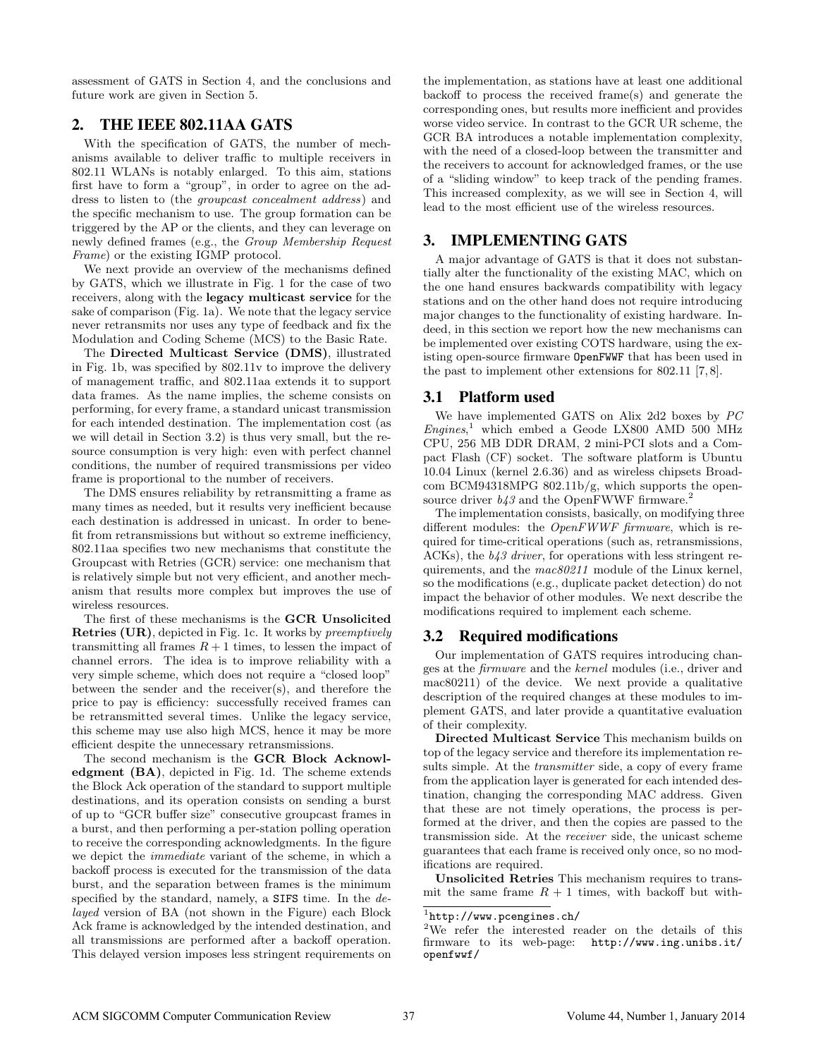assessment of GATS in Section 4, and the conclusions and future work are given in Section 5.

## 2. THE IEEE 802.11AA GATS

With the specification of GATS, the number of mechanisms available to deliver traffic to multiple receivers in 802.11 WLANs is notably enlarged. To this aim, stations first have to form a "group", in order to agree on the address to listen to (the *groupcast concealment address*) and the specific mechanism to use. The group formation can be triggered by the AP or the clients, and they can leverage on newly defined frames (e.g., the *Group Membership Request Frame*) or the existing IGMP protocol.

We next provide an overview of the mechanisms defined by GATS, which we illustrate in Fig. 1 for the case of two receivers, along with the **legacy multicast service** for the sake of comparison (Fig. 1a). We note that the legacy service never retransmits nor uses any type of feedback and fix the Modulation and Coding Scheme (MCS) to the Basic Rate.

The **Directed Multicast Service (DMS)**, illustrated in Fig. 1b, was specified by 802.11v to improve the delivery of management traffic, and 802.11aa extends it to support data frames. As the name implies, the scheme consists on performing, for every frame, a standard unicast transmission for each intended destination. The implementation cost (as we will detail in Section 3.2) is thus very small, but the resource consumption is very high: even with perfect channel conditions, the number of required transmissions per video frame is proportional to the number of receivers.

The DMS ensures reliability by retransmitting a frame as many times as needed, but it results very inefficient because each destination is addressed in unicast. In order to benefit from retransmissions but without so extreme inefficiency, 802.11aa specifies two new mechanisms that constitute the Groupcast with Retries (GCR) service: one mechanism that is relatively simple but not very efficient, and another mechanism that results more complex but improves the use of wireless resources.

The first of these mechanisms is the **GCR Unsolicited Retries (UR)**, depicted in Fig. 1c. It works by *preemptively* transmitting all frames $R + 1$ times, to lessen the impact of channel errors. The idea is to improve reliability with a very simple scheme, which does not require a "closed loop" between the sender and the receiver(s), and therefore the price to pay is efficiency: successfully received frames can be retransmitted several times. Unlike the legacy service, this scheme may use also high MCS, hence it may be more efficient despite the unnecessary retransmissions.

The second mechanism is the **GCR Block Acknowledgment (BA)**, depicted in Fig. 1d. The scheme extends the Block Ack operation of the standard to support multiple destinations, and its operation consists on sending a burst of up to "GCR buffer size" consecutive groupcast frames in a burst, and then performing a per-station polling operation to receive the corresponding acknowledgments. In the figure we depict the *immediate* variant of the scheme, in which a backoff process is executed for the transmission of the data burst, and the separation between frames is the minimum specified by the standard, namely, a `SIFS` time. In the *delayed* version of BA (not shown in the Figure) each Block Ack frame is acknowledged by the intended destination, and all transmissions are performed after a backoff operation. This delayed version imposes less stringent requirements on the implementation, as stations have at least one additional backoff to process the received frame(s) and generate the corresponding ones, but results more inefficient and provides worse video service. In contrast to the GCR UR scheme, the GCR BA introduces a notable implementation complexity, with the need of a closed-loop between the transmitter and the receivers to account for acknowledged frames, or the use of a "sliding window" to keep track of the pending frames. This increased complexity, as we will see in Section 4, will lead to the most efficient use of the wireless resources.

## 3. IMPLEMENTING GATS

A major advantage of GATS is that it does not substantially alter the functionality of the existing MAC, which on the one hand ensures backwards compatibility with legacy stations and on the other hand does not require introducing major changes to the functionality of existing hardware. Indeed, in this section we report how the new mechanisms can be implemented over existing COTS hardware, using the existing open-source firmware `OpenFWWF` that has been used in the past to implement other extensions for 802.11 [7,8].

### 3.1 Platform used

We have implemented GATS on Alix 2d2 boxes by *PC Engines*,[1] which embed a Geode LX800 AMD 500 MHz CPU, 256 MB DDR DRAM, 2 mini-PCI slots and a Compact Flash (CF) socket. The software platform is Ubuntu 10.04 Linux (kernel 2.6.36) and as wireless chipsets Broadcom BCM94318MPG 802.11b/g, which supports the open-source driver *b43* and the OpenFWWF firmware.[2]

The implementation consists, basically, on modifying three different modules: the *OpenFWWF firmware*, which is required for time-critical operations (such as, retransmissions, ACKs), the *b43 driver*, for operations with less stringent requirements, and the *mac80211* module of the Linux kernel, so the modifications (e.g., duplicate packet detection) do not impact the behavior of other modules. We next describe the modifications required to implement each scheme.

### 3.2 Required modifications

Our implementation of GATS requires introducing changes at the *firmware* and the *kernel* modules (i.e., driver and mac80211) of the device. We next provide a qualitative description of the required changes at these modules to implement GATS, and later provide a quantitative evaluation of their complexity.

**Directed Multicast Service** This mechanism builds on top of the legacy service and therefore its implementation results simple. At the *transmitter* side, a copy of every frame from the application layer is generated for each intended destination, changing the corresponding MAC address. Given that these are not timely operations, the process is performed at the driver, and then the copies are passed to the transmission side. At the *receiver* side, the unicast scheme guarantees that each frame is received only once, so no modifications are required.

**Unsolicited Retries** This mechanism requires to transmit the same frame $R + 1$ times, with backoff but with-

[1] `http://www.pcengines.ch/`

[2] We refer the interested reader on the details of this firmware to its web-page: `http://www.ing.unibs.it/openfwwf/`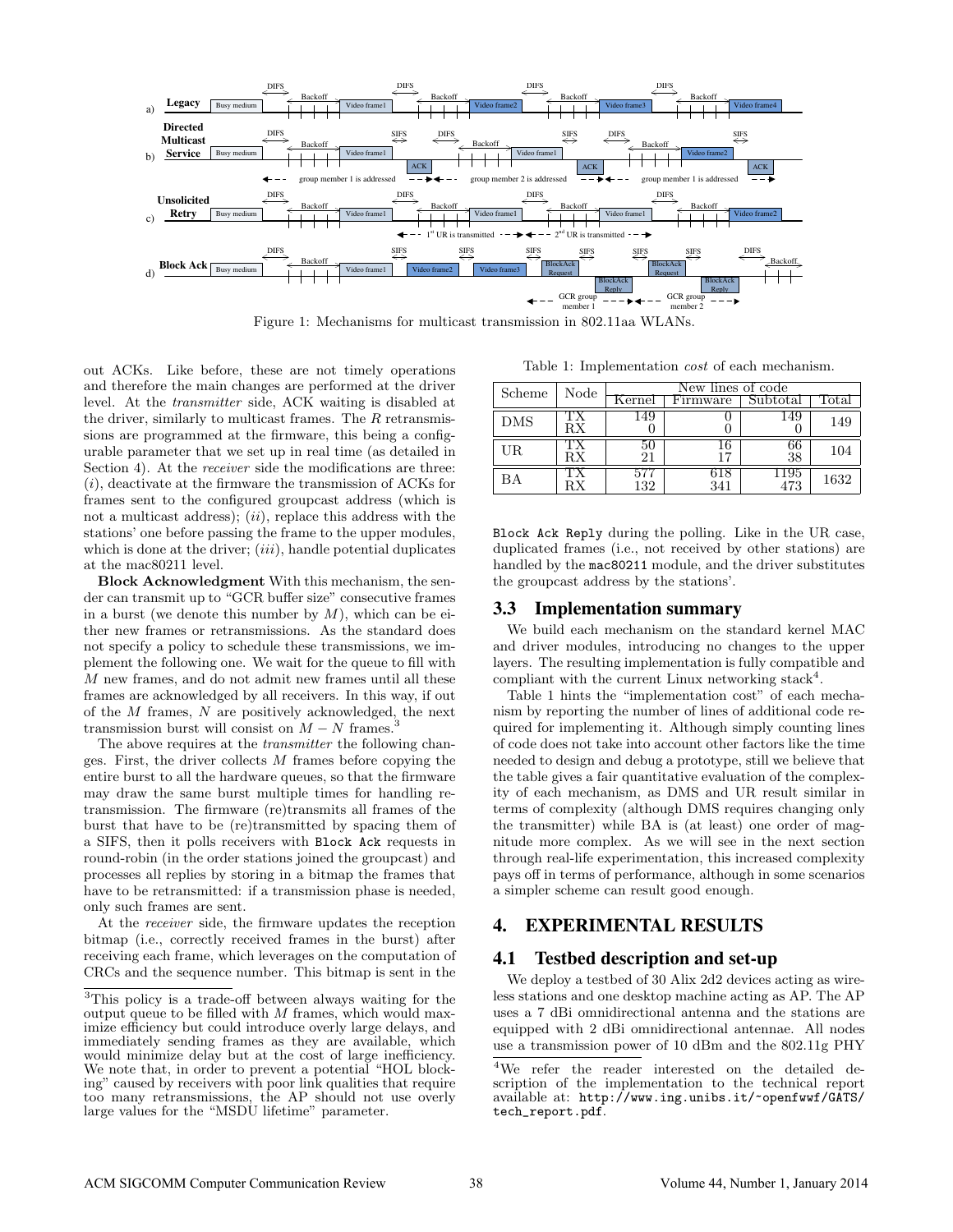Figure 1: Mechanisms for multicast transmission in 802.11aa WLANs.

out ACKs. Like before, these are not timely operations and therefore the main changes are performed at the driver level. At the *transmitter* side, ACK waiting is disabled at the driver, similarly to multicast frames. The $R$ retransmissions are programmed at the firmware, this being a configurable parameter that we set up in real time (as detailed in Section 4). At the *receiver* side the modifications are three: (*i*), deactivate at the firmware the transmission of ACKs for frames sent to the configured groupcast address (which is not a multicast address); (*ii*), replace this address with the stations' one before passing the frame to the upper modules, which is done at the driver; (*iii*), handle potential duplicates at the mac80211 level.

**Block Acknowledgment** With this mechanism, the sender can transmit up to "GCR buffer size" consecutive frames in a burst (we denote this number by $M$), which can be either new frames or retransmissions. As the standard does not specify a policy to schedule these transmissions, we implement the following one. We wait for the queue to fill with $M$ new frames, and do not admit new frames until all these frames are acknowledged by all receivers. In this way, if out of the $M$ frames, $N$ are positively acknowledged, the next transmission burst will consist on $M - N$ frames.[3]

The above requires at the *transmitter* the following changes. First, the driver collects $M$ frames before copying the entire burst to all the hardware queues, so that the firmware may draw the same burst multiple times for handling retransmission. The firmware (re)transmits all frames of the burst that have to be (re)transmitted by spacing them of a SIFS, then it polls receivers with `Block Ack` requests in round-robin (in the order stations joined the groupcast) and processes all replies by storing in a bitmap the frames that have to be retransmitted: if a transmission phase is needed, only such frames are sent.

At the *receiver* side, the firmware updates the reception bitmap (i.e., correctly received frames in the burst) after receiving each frame, which leverages on the computation of CRCs and the sequence number. This bitmap is sent in the `Block Ack Reply` during the polling. Like in the UR case, duplicated frames (i.e., not received by other stations) are handled by the `mac80211` module, and the driver substitutes the groupcast address by the stations'.

[3]This policy is a trade-off between always waiting for the output queue to be filled with $M$ frames, which would maximize efficiency but could introduce overly large delays, and immediately sending frames as they are available, which would minimize delay but at the cost of large inefficiency. We note that, in order to prevent a potential "HOL blocking" caused by receivers with poor link qualities that require too many retransmissions, the AP should not use overly large values for the "MSDU lifetime" parameter.

Table 1: Implementation *cost* of each mechanism.

| Scheme | Node | New lines of code | | | |
|---|---|---|---|---|---|
| | | Kernel | Firmware | Subtotal | Total |
| DMS | TX | 149 | 0 | 149 | 149 |
| | RX | 0 | 0 | 0 | |
| UR | TX | 50 | 16 | 66 | 104 |
| | RX | 21 | 17 | 38 | |
| BA | TX | 577 | 618 | 1195 | 1632 |
| | RX | 132 | 341 | 473 | |

## 3.3 Implementation summary

We build each mechanism on the standard kernel MAC and driver modules, introducing no changes to the upper layers. The resulting implementation is fully compatible and compliant with the current Linux networking stack[4].

Table 1 hints the "implementation cost" of each mechanism by reporting the number of lines of additional code required for implementing it. Although simply counting lines of code does not take into account other factors like the time needed to design and debug a prototype, still we believe that the table gives a fair quantitative evaluation of the complexity of each mechanism, as DMS and UR result similar in terms of complexity (although DMS requires changing only the transmitter) while BA is (at least) one order of magnitude more complex. As we will see in the next section through real-life experimentation, this increased complexity pays off in terms of performance, although in some scenarios a simpler scheme can result good enough.

# 4. EXPERIMENTAL RESULTS

## 4.1 Testbed description and set-up

We deploy a testbed of 30 Alix 2d2 devices acting as wireless stations and one desktop machine acting as AP. The AP uses a 7 dBi omnidirectional antenna and the stations are equipped with 2 dBi omnidirectional antennae. All nodes use a transmission power of 10 dBm and the 802.11g PHY

[4]We refer the reader interested on the detailed description of the implementation to the technical report available at: `http://www.ing.unibs.it/~openfwwf/GATS/tech_report.pdf`.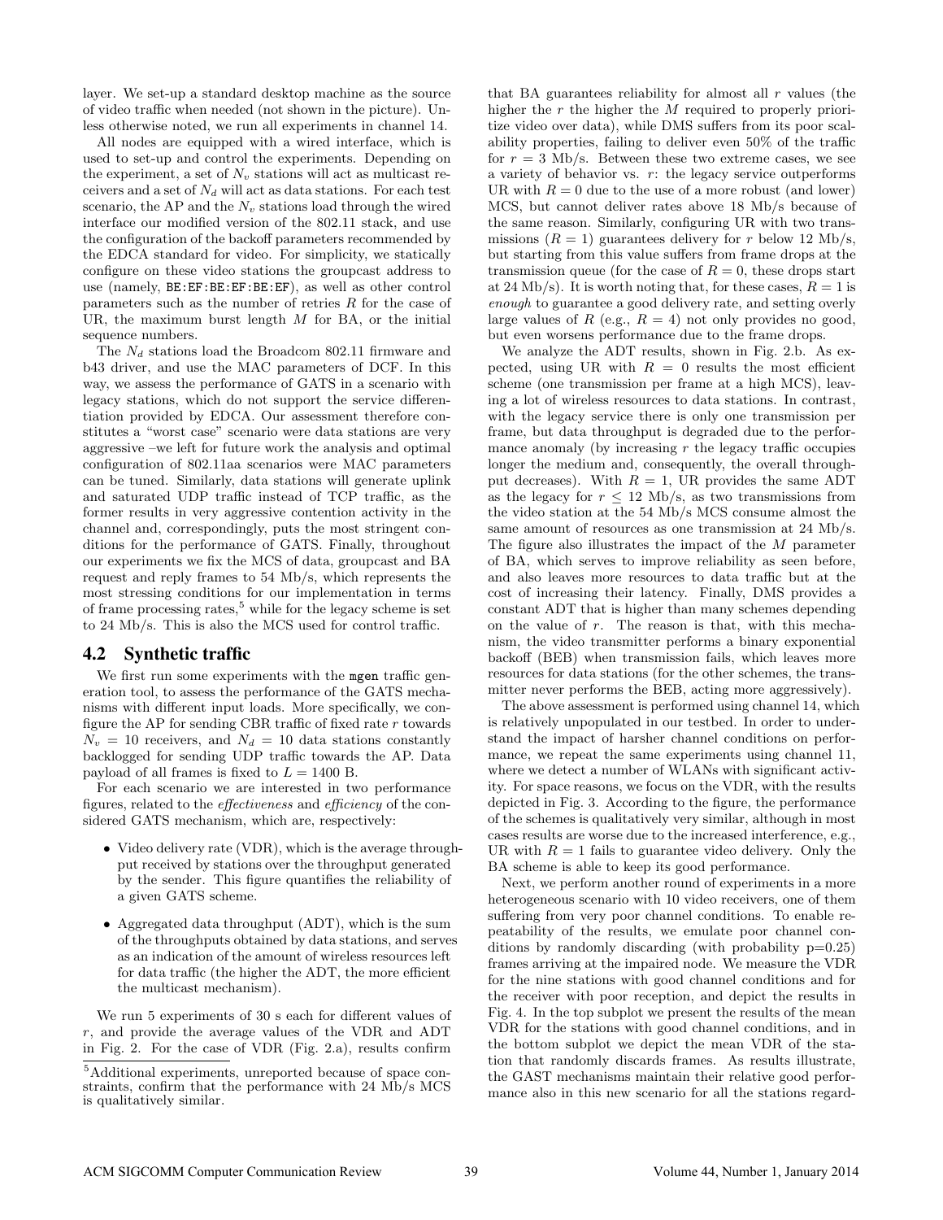layer. We set-up a standard desktop machine as the source of video traffic when needed (not shown in the picture). Unless otherwise noted, we run all experiments in channel 14.

All nodes are equipped with a wired interface, which is used to set-up and control the experiments. Depending on the experiment, a set of $N_v$ stations will act as multicast receivers and a set of $N_d$ will act as data stations. For each test scenario, the AP and the $N_v$ stations load through the wired interface our modified version of the 802.11 stack, and use the configuration of the backoff parameters recommended by the EDCA standard for video. For simplicity, we statically configure on these video stations the groupcast address to use (namely, `BE:EF:BE:EF:BE:EF`), as well as other control parameters such as the number of retries $R$ for the case of UR, the maximum burst length $M$ for BA, or the initial sequence numbers.

The $N_d$ stations load the Broadcom 802.11 firmware and b43 driver, and use the MAC parameters of DCF. In this way, we assess the performance of GATS in a scenario with legacy stations, which do not support the service differentiation provided by EDCA. Our assessment therefore constitutes a "worst case" scenario were data stations are very aggressive –we left for future work the analysis and optimal configuration of 802.11aa scenarios were MAC parameters can be tuned. Similarly, data stations will generate uplink and saturated UDP traffic instead of TCP traffic, as the former results in very aggressive contention activity in the channel and, correspondingly, puts the most stringent conditions for the performance of GATS. Finally, throughout our experiments we fix the MCS of data, groupcast and BA request and reply frames to 54 Mb/s, which represents the most stressing conditions for our implementation in terms of frame processing rates,[5] while for the legacy scheme is set to 24 Mb/s. This is also the MCS used for control traffic.

## 4.2 Synthetic traffic

We first run some experiments with the `mgen` traffic generation tool, to assess the performance of the GATS mechanisms with different input loads. More specifically, we configure the AP for sending CBR traffic of fixed rate $r$ towards $N_v = 10$ receivers, and $N_d = 10$ data stations constantly backlogged for sending UDP traffic towards the AP. Data payload of all frames is fixed to $L = 1400$ B.

For each scenario we are interested in two performance figures, related to the *effectiveness* and *efficiency* of the considered GATS mechanism, which are, respectively:

- Video delivery rate (VDR), which is the average throughput received by stations over the throughput generated by the sender. This figure quantifies the reliability of a given GATS scheme.
- Aggregated data throughput (ADT), which is the sum of the throughputs obtained by data stations, and serves as an indication of the amount of wireless resources left for data traffic (the higher the ADT, the more efficient the multicast mechanism).

We run 5 experiments of 30 s each for different values of $r$, and provide the average values of the VDR and ADT in Fig. 2. For the case of VDR (Fig. 2.a), results confirm that BA guarantees reliability for almost all $r$ values (the higher the $r$ the higher the $M$ required to properly prioritize video over data), while DMS suffers from its poor scalability properties, failing to deliver even 50% of the traffic for $r = 3$ Mb/s. Between these two extreme cases, we see a variety of behavior vs. $r$: the legacy service outperforms UR with $R = 0$ due to the use of a more robust (and lower) MCS, but cannot deliver rates above 18 Mb/s because of the same reason. Similarly, configuring UR with two transmissions ($R = 1$) guarantees delivery for $r$ below 12 Mb/s, but starting from this value suffers from frame drops at the transmission queue (for the case of $R = 0$, these drops start at 24 Mb/s). It is worth noting that, for these cases, $R = 1$ is *enough* to guarantee a good delivery rate, and setting overly large values of $R$ (e.g., $R = 4$) not only provides no good, but even worsens performance due to the frame drops.

We analyze the ADT results, shown in Fig. 2.b. As expected, using UR with $R = 0$ results the most efficient scheme (one transmission per frame at a high MCS), leaving a lot of wireless resources to data stations. In contrast, with the legacy service there is only one transmission per frame, but data throughput is degraded due to the performance anomaly (by increasing $r$ the legacy traffic occupies longer the medium and, consequently, the overall throughput decreases). With $R = 1$, UR provides the same ADT as the legacy for $r \leq 12$ Mb/s, as two transmissions from the video station at the 54 Mb/s MCS consume almost the same amount of resources as one transmission at 24 Mb/s. The figure also illustrates the impact of the $M$ parameter of BA, which serves to improve reliability as seen before, and also leaves more resources to data traffic but at the cost of increasing their latency. Finally, DMS provides a constant ADT that is higher than many schemes depending on the value of $r$. The reason is that, with this mechanism, the video transmitter performs a binary exponential backoff (BEB) when transmission fails, which leaves more resources for data stations (for the other schemes, the transmitter never performs the BEB, acting more aggressively).

The above assessment is performed using channel 14, which is relatively unpopulated in our testbed. In order to understand the impact of harsher channel conditions on performance, we repeat the same experiments using channel 11, where we detect a number of WLANs with significant activity. For space reasons, we focus on the VDR, with the results depicted in Fig. 3. According to the figure, the performance of the schemes is qualitatively very similar, although in most cases results are worse due to the increased interference, e.g., UR with $R = 1$ fails to guarantee video delivery. Only the BA scheme is able to keep its good performance.

Next, we perform another round of experiments in a more heterogeneous scenario with 10 video receivers, one of them suffering from very poor channel conditions. To enable repeatability of the results, we emulate poor channel conditions by randomly discarding (with probability p=0.25) frames arriving at the impaired node. We measure the VDR for the nine stations with good channel conditions and for the receiver with poor reception, and depict the results in Fig. 4. In the top subplot we present the results of the mean VDR for the stations with good channel conditions, and in the bottom subplot we depict the mean VDR of the station that randomly discards frames. As results illustrate, the GAST mechanisms maintain their relative good performance also in this new scenario for all the stations regard-

[5] Additional experiments, unreported because of space constraints, confirm that the performance with 24 Mb/s MCS is qualitatively similar.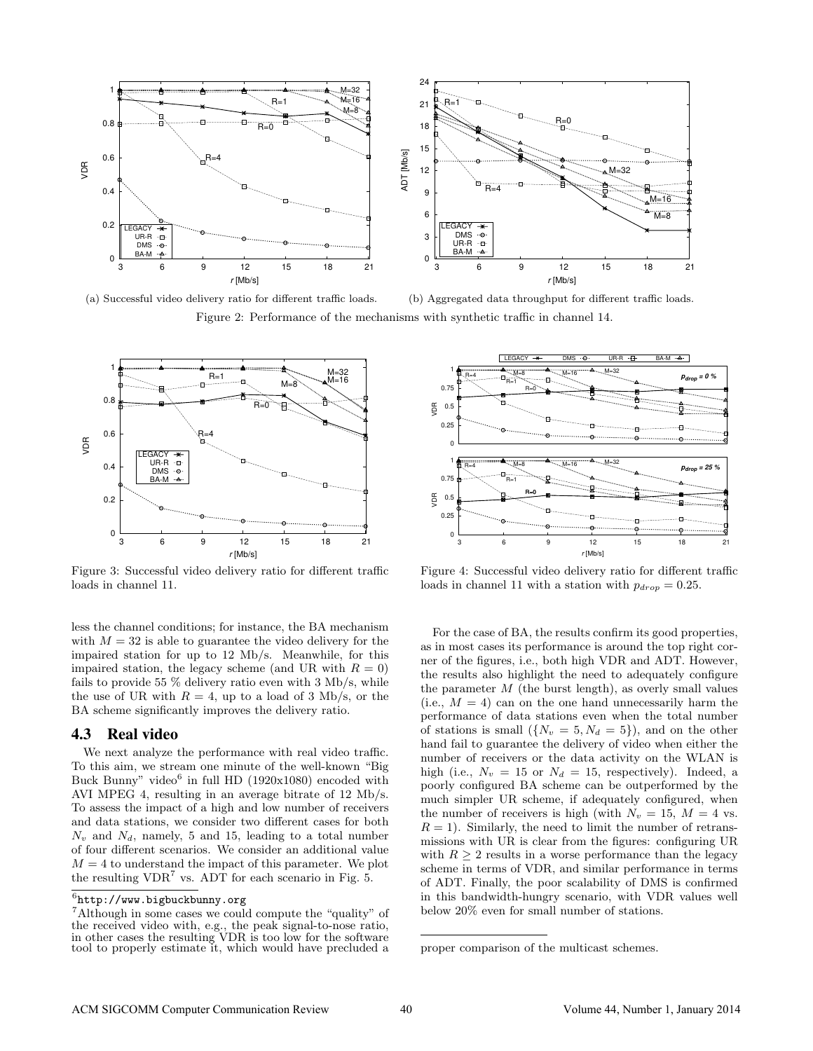(a) Successful video delivery ratio for different traffic loads.

(b) Aggregated data throughput for different traffic loads.

Figure 2: Performance of the mechanisms with synthetic traffic in channel 14.

Figure 3: Successful video delivery ratio for different traffic loads in channel 11.

Figure 4: Successful video delivery ratio for different traffic loads in channel 11 with a station with $p_{drop} = 0.25$.

less the channel conditions; for instance, the BA mechanism with $M = 32$ is able to guarantee the video delivery for the impaired station for up to 12 Mb/s. Meanwhile, for this impaired station, the legacy scheme (and UR with $R = 0$) fails to provide 55 % delivery ratio even with 3 Mb/s, while the use of UR with $R = 4$, up to a load of 3 Mb/s, or the BA scheme significantly improves the delivery ratio.

## 4.3 Real video

We next analyze the performance with real video traffic. To this aim, we stream one minute of the well-known "Big Buck Bunny" video[6] in full HD (1920x1080) encoded with AVI MPEG 4, resulting in an average bitrate of 12 Mb/s. To assess the impact of a high and low number of receivers and data stations, we consider two different cases for both $N_v$ and $N_d$, namely, 5 and 15, leading to a total number of four different scenarios. We consider an additional value $M = 4$ to understand the impact of this parameter. We plot the resulting VDR[7] vs. ADT for each scenario in Fig. 5.

For the case of BA, the results confirm its good properties, as in most cases its performance is around the top right corner of the figures, i.e., both high VDR and ADT. However, the results also highlight the need to adequately configure the parameter $M$ (the burst length), as overly small values (i.e., $M = 4$) can on the one hand unnecessarily harm the performance of data stations even when the total number of stations is small ($\{N_v = 5, N_d = 5\}$), and on the other hand fail to guarantee the delivery of video when either the number of receivers or the data activity on the WLAN is high (i.e., $N_v = 15$ or $N_d = 15$, respectively). Indeed, a poorly configured BA scheme can be outperformed by the much simpler UR scheme, if adequately configured, when the number of receivers is high (with $N_v = 15$, $M = 4$ vs. $R = 1$). Similarly, the need to limit the number of retransmissions with UR is clear from the figures: configuring UR with $R \geq 2$ results in a worse performance than the legacy scheme in terms of VDR, and similar performance in terms of ADT. Finally, the poor scalability of DMS is confirmed in this bandwidth-hungry scenario, with VDR values well below 20% even for small number of stations.

[6] http://www.bigbuckbunny.org

[7] Although in some cases we could compute the "quality" of the received video with, e.g., the peak signal-to-nose ratio, in other cases the resulting VDR is too low for the software tool to properly estimate it, which would have precluded a proper comparison of the multicast schemes.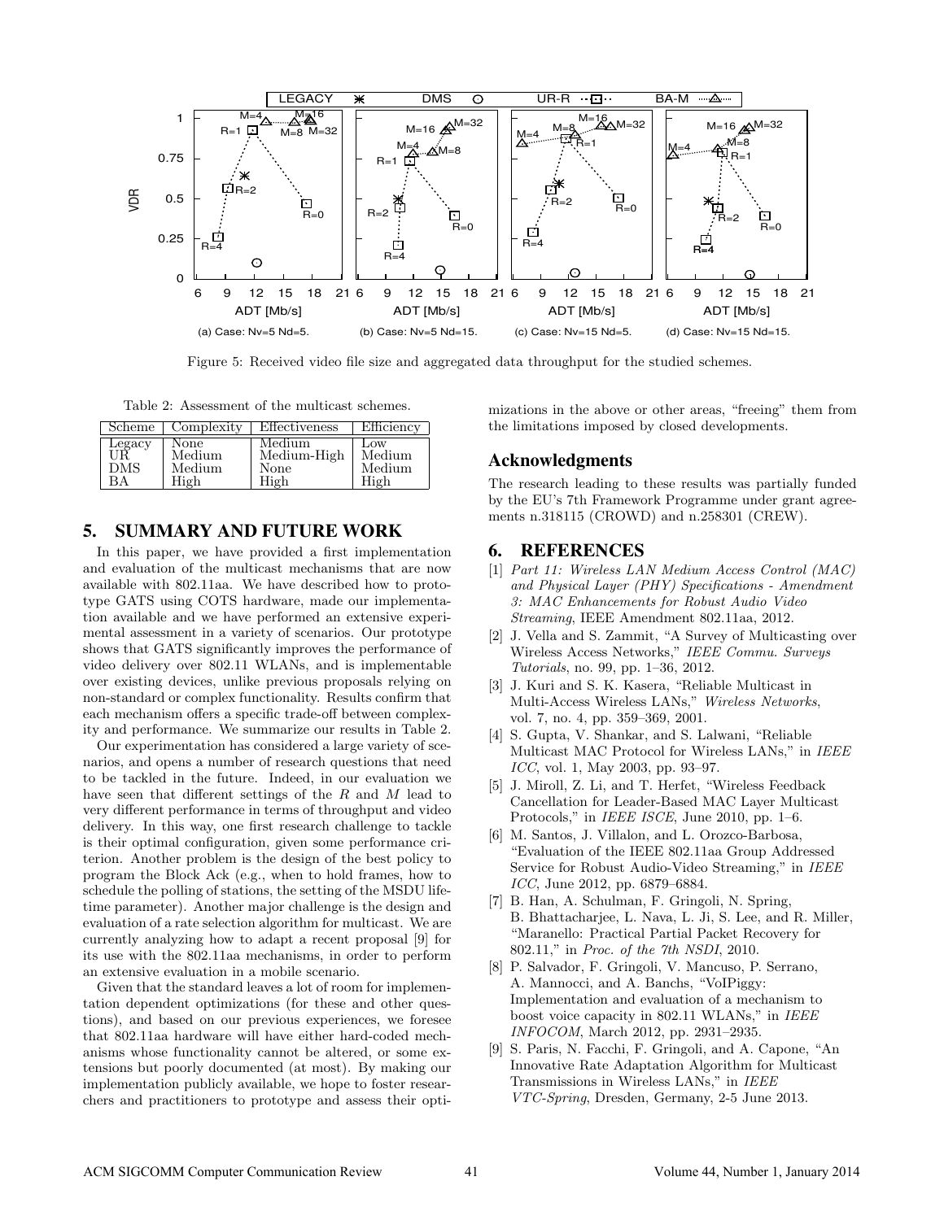LEGACY DMS UR-R BA-M

VDR

ADT [Mb/s]

(a) Case: Nv=5 Nd=5.

(b) Case: Nv=5 Nd=15.

(c) Case: Nv=15 Nd=5.

(d) Case: Nv=15 Nd=15.

Figure 5: Received video file size and aggregated data throughput for the studied schemes.

Table 2: Assessment of the multicast schemes.

| Scheme | Complexity | Effectiveness | Efficiency |
|---|---|---|---|
| Legacy | None | Medium | Low |
| UR | Medium | Medium-High | Medium |
| DMS | Medium | None | Medium |
| BA | High | High | High |

## 5. SUMMARY AND FUTURE WORK

In this paper, we have provided a first implementation and evaluation of the multicast mechanisms that are now available with 802.11aa. We have described how to prototype GATS using COTS hardware, made our implementation available and we have performed an extensive experimental assessment in a variety of scenarios. Our prototype shows that GATS significantly improves the performance of video delivery over 802.11 WLANs, and is implementable over existing devices, unlike previous proposals relying on non-standard or complex functionality. Results confirm that each mechanism offers a specific trade-off between complexity and performance. We summarize our results in Table 2.

Our experimentation has considered a large variety of scenarios, and opens a number of research questions that need to be tackled in the future. Indeed, in our evaluation we have seen that different settings of the $R$ and $M$ lead to very different performance in terms of throughput and video delivery. In this way, one first research challenge to tackle is their optimal configuration, given some performance criterion. Another problem is the design of the best policy to program the Block Ack (e.g., when to hold frames, how to schedule the polling of stations, the setting of the MSDU lifetime parameter). Another major challenge is the design and evaluation of a rate selection algorithm for multicast. We are currently analyzing how to adapt a recent proposal [9] for its use with the 802.11aa mechanisms, in order to perform an extensive evaluation in a mobile scenario.

Given that the standard leaves a lot of room for implementation dependent optimizations (for these and other questions), and based on our previous experiences, we foresee that 802.11aa hardware will have either hard-coded mechanisms whose functionality cannot be altered, or some extensions but poorly documented (at most). By making our implementation publicly available, we hope to foster researchers and practitioners to prototype and assess their optimizations in the above or other areas, "freeing" them from the limitations imposed by closed developments.

## Acknowledgments

The research leading to these results was partially funded by the EU's 7th Framework Programme under grant agreements n.318115 (CROWD) and n.258301 (CREW).

## 6. REFERENCES

[1] *Part 11: Wireless LAN Medium Access Control (MAC) and Physical Layer (PHY) Specifications - Amendment 3: MAC Enhancements for Robust Audio Video Streaming*, IEEE Amendment 802.11aa, 2012.

[2] J. Vella and S. Zammit, "A Survey of Multicasting over Wireless Access Networks," *IEEE Commu. Surveys Tutorials*, no. 99, pp. 1–36, 2012.

[3] J. Kuri and S. K. Kasera, "Reliable Multicast in Multi-Access Wireless LANs," *Wireless Networks*, vol. 7, no. 4, pp. 359–369, 2001.

[4] S. Gupta, V. Shankar, and S. Lalwani, "Reliable Multicast MAC Protocol for Wireless LANs," in *IEEE ICC*, vol. 1, May 2003, pp. 93–97.

[5] J. Miroll, Z. Li, and T. Herfet, "Wireless Feedback Cancellation for Leader-Based MAC Layer Multicast Protocols," in *IEEE ISCE*, June 2010, pp. 1–6.

[6] M. Santos, J. Villalon, and L. Orozco-Barbosa, "Evaluation of the IEEE 802.11aa Group Addressed Service for Robust Audio-Video Streaming," in *IEEE ICC*, June 2012, pp. 6879–6884.

[7] B. Han, A. Schulman, F. Gringoli, N. Spring, B. Bhattacharjee, L. Nava, L. Ji, S. Lee, and R. Miller, "Maranello: Practical Partial Packet Recovery for 802.11," in *Proc. of the 7th NSDI*, 2010.

[8] P. Salvador, F. Gringoli, V. Mancuso, P. Serrano, A. Mannocci, and A. Banchs, "VoIPiggy: Implementation and evaluation of a mechanism to boost voice capacity in 802.11 WLANs," in *IEEE INFOCOM*, March 2012, pp. 2931–2935.

[9] S. Paris, N. Facchi, F. Gringoli, and A. Capone, "An Innovative Rate Adaptation Algorithm for Multicast Transmissions in Wireless LANs," in *IEEE VTC-Spring*, Dresden, Germany, 2-5 June 2013.